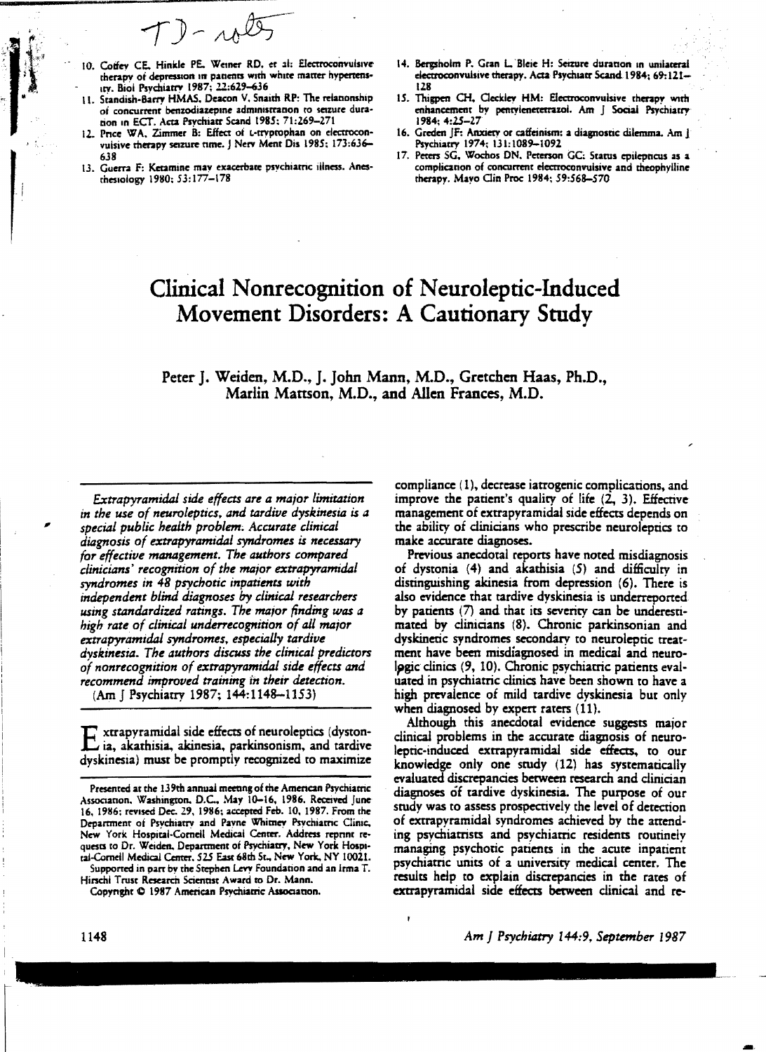TD - notes

10. Coffey CE, Hinkle PE, Weiner RD, et al: Electroconvulsive therapy of depression in patients with white matter hyperintensity. Biol Psychiatry 1987; 22:629–636
11. Standish-Barry HMAS, Deacon V, Snaith RP: The relationship of concurrent benzodiazepine administration to seizure duration in ECT. Acta Psychiatr Scand 1985; 71:269–271
12. Price WA, Zimmer B: Effect of L-tryptophan on electroconvulsive therapy seizure time. J Nerv Ment Dis 1985; 173:636–638
13. Guerra F: Ketamine may exacerbate psychiatric illness. Anesthesiology 1980; 53:177–178
14. Bergsholm P, Gran L, Bleie H: Seizure duration in unilateral electroconvulsive therapy. Acta Psychiatr Scand 1984; 69:121–128
15. Thigpen CH, Cleckley HM: Electroconvulsive therapy with enhancement by pentylenetetrazol. Am J Social Psychiatry 1984; 4:25–27
16. Greden JF: Anxiety or caffeinism: a diagnostic dilemma. Am J Psychiatry 1974; 131:1089–1092
17. Peters SG, Wochos DN, Peterson GC: Status epilepticus as a complication of concurrent electroconvulsive and theophylline therapy. Mayo Clin Proc 1984; 59:568–570

# Clinical Nonrecognition of Neuroleptic-Induced Movement Disorders: A Cautionary Study

**Peter J. Weiden, M.D., J. John Mann, M.D., Gretchen Haas, Ph.D., Marlin Mattson, M.D., and Allen Frances, M.D.**

*Extrapyramidal side effects are a major limitation in the use of neuroleptics, and tardive dyskinesia is a special public health problem. Accurate clinical diagnosis of extrapyramidal syndromes is necessary for effective management. The authors compared clinicians' recognition of the major extrapyramidal syndromes in 48 psychotic inpatients with independent blind diagnoses by clinical researchers using standardized ratings. The major finding was a high rate of clinical underrecognition of all major extrapyramidal syndromes, especially tardive dyskinesia. The authors discuss the clinical predictors of nonrecognition of extrapyramidal side effects and recommend improved training in their detection.*
(Am J Psychiatry 1987; 144:1148–1153)

Extrapyramidal side effects of neuroleptics (dystonia, akathisia, akinesia, parkinsonism, and tardive dyskinesia) must be promptly recognized to maximize compliance (1), decrease iatrogenic complications, and improve the patient's quality of life (2, 3). Effective management of extrapyramidal side effects depends on the ability of clinicians who prescribe neuroleptics to make accurate diagnoses.

Previous anecdotal reports have noted misdiagnosis of dystonia (4) and akathisia (5) and difficulty in distinguishing akinesia from depression (6). There is also evidence that tardive dyskinesia is underreported by patients (7) and that its severity can be underestimated by clinicians (8). Chronic parkinsonian and dyskinetic syndromes secondary to neuroleptic treatment have been misdiagnosed in medical and neurologic clinics (9, 10). Chronic psychiatric patients evaluated in psychiatric clinics have been shown to have a high prevalence of mild tardive dyskinesia but only when diagnosed by expert raters (11).

Although this anecdotal evidence suggests major clinical problems in the accurate diagnosis of neuroleptic-induced extrapyramidal side effects, to our knowledge only one study (12) has systematically evaluated discrepancies between research and clinician diagnoses of tardive dyskinesia. The purpose of our study was to assess prospectively the level of detection of extrapyramidal syndromes achieved by the attending psychiatrists and psychiatric residents routinely managing psychotic patients in the acute inpatient psychiatric units of a university medical center. The results help to explain discrepancies in the rates of extrapyramidal side effects between clinical and re-

Presented at the 139th annual meeting of the American Psychiatric Association, Washington, D.C., May 10–16, 1986. Received June 16, 1986; revised Dec. 29, 1986; accepted Feb. 10, 1987. From the Department of Psychiatry and Payne Whitney Psychiatric Clinic, New York Hospital-Cornell Medical Center. Address reprint requests to Dr. Weiden, Department of Psychiatry, New York Hospital-Cornell Medical Center, 525 East 68th St., New York, NY 10021.

Supported in part by the Stephen Levy Foundation and an Irma T. Hirschl Trust Research Scientist Award to Dr. Mann.

Copyright © 1987 American Psychiatric Association.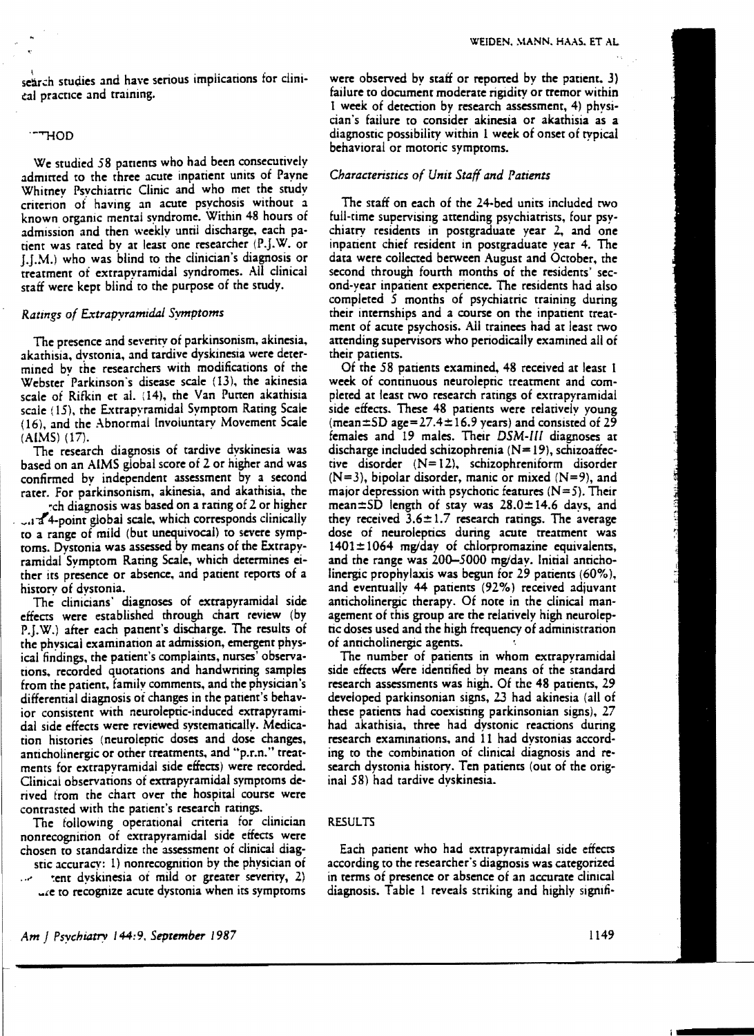search studies and have serious implications for clinical practice and training.

## METHOD

We studied 58 patients who had been consecutively admitted to the three acute inpatient units of Payne Whitney Psychiatric Clinic and who met the study criterion of having an acute psychosis without a known organic mental syndrome. Within 48 hours of admission and then weekly until discharge, each patient was rated by at least one researcher (P.J.W. or J.J.M.) who was blind to the clinician's diagnosis or treatment of extrapyramidal syndromes. All clinical staff were kept blind to the purpose of the study.

### *Ratings of Extrapyramidal Symptoms*

The presence and severity of parkinsonism, akinesia, akathisia, dystonia, and tardive dyskinesia were determined by the researchers with modifications of the Webster Parkinson's disease scale (13), the akinesia scale of Rifkin et al. (14), the Van Putten akathisia scale (15), the Extrapyramidal Symptom Rating Scale (16), and the Abnormal Involuntary Movement Scale (AIMS) (17).

The research diagnosis of tardive dyskinesia was based on an AIMS global score of 2 or higher and was confirmed by independent assessment by a second rater. For parkinsonism, akinesia, and akathisia, the research diagnosis was based on a rating of 2 or higher on a 4-point global scale, which corresponds clinically to a range of mild (but unequivocal) to severe symptoms. Dystonia was assessed by means of the Extrapyramidal Symptom Rating Scale, which determines either its presence or absence, and patient reports of a history of dystonia.

The clinicians' diagnoses of extrapyramidal side effects were established through chart review (by P.J.W.) after each patient's discharge. The results of the physical examination at admission, emergent physical findings, the patient's complaints, nurses' observations, recorded quotations and handwriting samples from the patient, family comments, and the physician's differential diagnosis of changes in the patient's behavior consistent with neuroleptic-induced extrapyramidal side effects were reviewed systematically. Medication histories (neuroleptic doses and dose changes, anticholinergic or other treatments, and "p.r.n." treatments for extrapyramidal side effects) were recorded. Clinical observations of extrapyramidal symptoms derived from the chart over the hospital course were contrasted with the patient's research ratings.

The following operational criteria for clinician nonrecognition of extrapyramidal side effects were chosen to standardize the assessment of clinical diagnostic accuracy: 1) nonrecognition by the physician of tardive dyskinesia of mild or greater severity, 2) failure to recognize acute dystonia when its symptoms were observed by staff or reported by the patient, 3) failure to document moderate rigidity or tremor within 1 week of detection by research assessment, 4) physician's failure to consider akinesia or akathisia as a diagnostic possibility within 1 week of onset of typical behavioral or motoric symptoms.

### *Characteristics of Unit Staff and Patients*

The staff on each of the 24-bed units included two full-time supervising attending psychiatrists, four psychiatry residents in postgraduate year 2, and one inpatient chief resident in postgraduate year 4. The data were collected between August and October, the second through fourth months of the residents' second-year inpatient experience. The residents had also completed 5 months of psychiatric training during their internships and a course on the inpatient treatment of acute psychosis. All trainees had at least two attending supervisors who periodically examined all of their patients.

Of the 58 patients examined, 48 received at least 1 week of continuous neuroleptic treatment and completed at least two research ratings of extrapyramidal side effects. These 48 patients were relatively young (mean±SD age=27.4±16.9 years) and consisted of 29 females and 19 males. Their *DSM-III* diagnoses at discharge included schizophrenia (N=19), schizoaffective disorder (N=12), schizophreniform disorder (N=3), bipolar disorder, manic or mixed (N=9), and major depression with psychotic features (N=5). Their mean±SD length of stay was 28.0±14.6 days, and they received 3.6±1.7 research ratings. The average dose of neuroleptics during acute treatment was 1401±1064 mg/day of chlorpromazine equivalents, and the range was 200–5000 mg/day. Initial anticholinergic prophylaxis was begun for 29 patients (60%), and eventually 44 patients (92%) received adjuvant anticholinergic therapy. Of note in the clinical management of this group are the relatively high neuroleptic doses used and the high frequency of administration of anticholinergic agents.

The number of patients in whom extrapyramidal side effects were identified by means of the standard research assessments was high. Of the 48 patients, 29 developed parkinsonian signs, 23 had akinesia (all of these patients had coexisting parkinsonian signs), 27 had akathisia, three had dystonic reactions during research examinations, and 11 had dystonias according to the combination of clinical diagnosis and research dystonia history. Ten patients (out of the original 58) had tardive dyskinesia.

## RESULTS

Each patient who had extrapyramidal side effects according to the researcher's diagnosis was categorized in terms of presence or absence of an accurate clinical diagnosis. Table 1 reveals striking and highly signifi-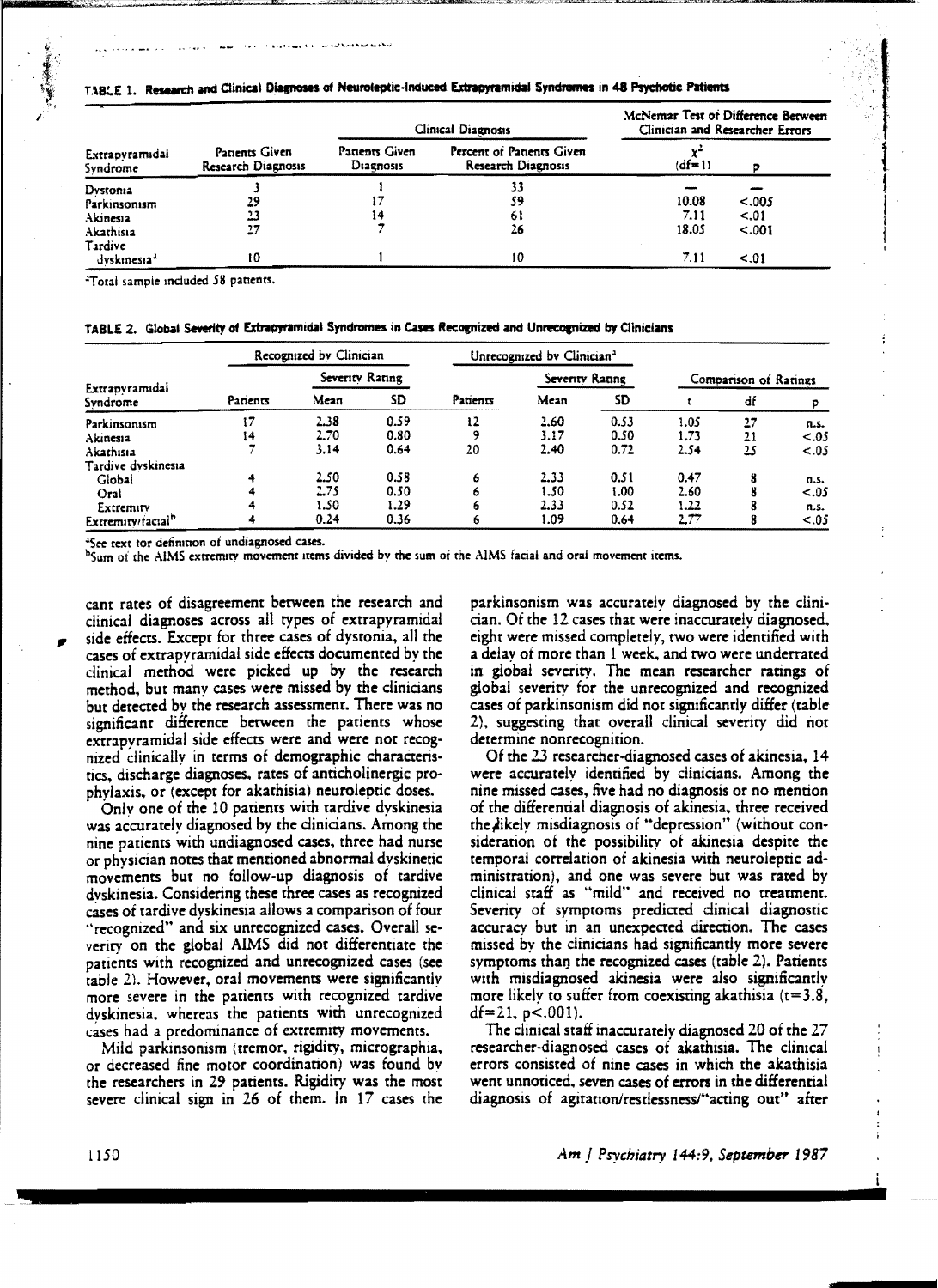TABLE 1. Research and Clinical Diagnoses of Neuroleptic-Induced Extrapyramidal Syndromes in 48 Psychotic Patients

| Extrapyramidal Syndrome | Patients Given Research Diagnosis | Clinical Diagnosis | | McNemar Test of Difference Between Clinician and Researcher Errors | |
|---|---|---|---|---|---|
| | | Patients Given Diagnosis | Percent of Patients Given Research Diagnosis | $\chi^2$ (df=1) | p |
| Dystonia | 3 | 1 | 33 | — | — |
| Parkinsonism | 29 | 17 | 59 | 10.08 | <.005 |
| Akinesia | 23 | 14 | 61 | 7.11 | <.01 |
| Akathisia | 27 | 7 | 26 | 18.05 | <.001 |
| Tardive dyskinesia[a] | 10 | 1 | 10 | 7.11 | <.01 |

[a]Total sample included 58 patients.

TABLE 2. Global Severity of Extrapyramidal Syndromes in Cases Recognized and Unrecognized by Clinicians

| Extrapyramidal Syndrome | Recognized by Clinician | | | Unrecognized by Clinician[a] | | | Comparison of Ratings | | |
|---|---|---|---|---|---|---|---|---|---|
| | Patients | Severity Rating | | Patients | Severity Rating | | | | |
| | | Mean | SD | | Mean | SD | t | df | p |
| Parkinsonism | 17 | 2.38 | 0.59 | 12 | 2.60 | 0.53 | 1.05 | 27 | n.s. |
| Akinesia | 14 | 2.70 | 0.80 | 9 | 3.17 | 0.50 | 1.73 | 21 | <.05 |
| Akathisia | 7 | 3.14 | 0.64 | 20 | 2.40 | 0.72 | 2.54 | 25 | <.05 |
| Tardive dyskinesia | | | | | | | | | |
| Global | 4 | 2.50 | 0.58 | 6 | 2.33 | 0.51 | 0.47 | 8 | n.s. |
| Oral | 4 | 2.75 | 0.50 | 6 | 1.50 | 1.00 | 2.60 | 8 | <.05 |
| Extremity | 4 | 1.50 | 1.29 | 6 | 2.33 | 0.52 | 1.22 | 8 | n.s. |
| Extremity/facial[b] | 4 | 0.24 | 0.36 | 6 | 1.09 | 0.64 | 2.77 | 8 | <.05 |

[a]See text for definition of undiagnosed cases.
[b]Sum of the AIMS extremity movement items divided by the sum of the AIMS facial and oral movement items.

cant rates of disagreement between the research and clinical diagnoses across all types of extrapyramidal side effects. Except for three cases of dystonia, all the cases of extrapyramidal side effects documented by the clinical method were picked up by the research method, but many cases were missed by the clinicians but detected by the research assessment. There was no significant difference between the patients whose extrapyramidal side effects were and were not recognized clinically in terms of demographic characteristics, discharge diagnoses, rates of anticholinergic prophylaxis, or (except for akathisia) neuroleptic doses.

Only one of the 10 patients with tardive dyskinesia was accurately diagnosed by the clinicians. Among the nine patients with undiagnosed cases, three had nurse or physician notes that mentioned abnormal dyskinetic movements but no follow-up diagnosis of tardive dyskinesia. Considering these three cases as recognized cases of tardive dyskinesia allows a comparison of four "recognized" and six unrecognized cases. Overall severity on the global AIMS did not differentiate the patients with recognized and unrecognized cases (see table 2). However, oral movements were significantly more severe in the patients with recognized tardive dyskinesia, whereas the patients with unrecognized cases had a predominance of extremity movements.

Mild parkinsonism (tremor, rigidity, micrographia, or decreased fine motor coordination) was found by the researchers in 29 patients. Rigidity was the most severe clinical sign in 26 of them. In 17 cases the parkinsonism was accurately diagnosed by the clinician. Of the 12 cases that were inaccurately diagnosed, eight were missed completely, two were identified with a delay of more than 1 week, and two were underrated in global severity. The mean researcher ratings of global severity for the unrecognized and recognized cases of parkinsonism did not significantly differ (table 2), suggesting that overall clinical severity did not determine nonrecognition.

Of the 23 researcher-diagnosed cases of akinesia, 14 were accurately identified by clinicians. Among the nine missed cases, five had no diagnosis or no mention of the differential diagnosis of akinesia, three received the likely misdiagnosis of "depression" (without consideration of the possibility of akinesia despite the temporal correlation of akinesia with neuroleptic administration), and one was severe but was rated by clinical staff as "mild" and received no treatment. Severity of symptoms predicted clinical diagnostic accuracy but in an unexpected direction. The cases missed by the clinicians had significantly more severe symptoms than the recognized cases (table 2). Patients with misdiagnosed akinesia were also significantly more likely to suffer from coexisting akathisia ($t=3.8$, $df=21$, $p<.001$).

The clinical staff inaccurately diagnosed 20 of the 27 researcher-diagnosed cases of akathisia. The clinical errors consisted of nine cases in which the akathisia went unnoticed, seven cases of errors in the differential diagnosis of agitation/restlessness/"acting out" after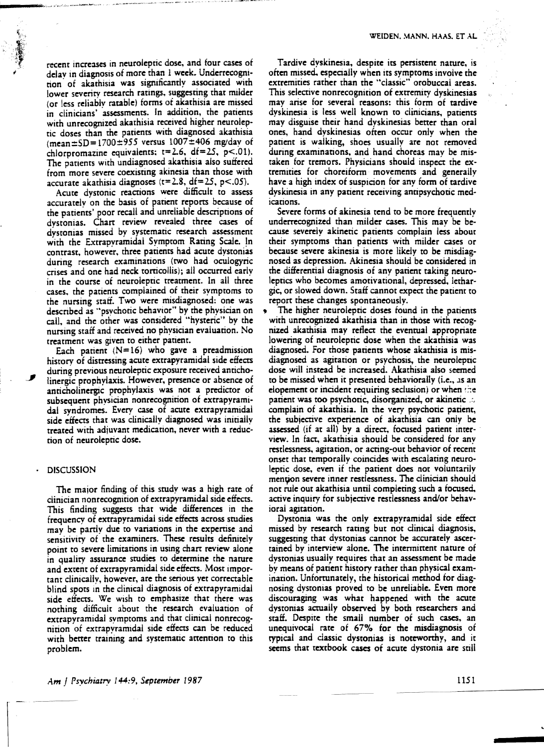recent increases in neuroleptic dose, and four cases of delay in diagnosis of more than 1 week. Underrecognition of akathisia was significantly associated with lower severity research ratings, suggesting that milder (or less reliably ratable) forms of akathisia are missed in clinicians' assessments. In addition, the patients with unrecognized akathisia received higher neuroleptic doses than the patients with diagnosed akathisia (mean±SD=1700±955 versus 1007±406 mg/day of chlorpromazine equivalents; $t=2.6$, $df=25$, $p<.01$). The patients with undiagnosed akathisia also suffered from more severe coexisting akinesia than those with accurate akathisia diagnoses ($t=2.8$, $df=25$, $p<.05$).

Acute dystonic reactions were difficult to assess accurately on the basis of patient reports because of the patients' poor recall and unreliable descriptions of dystonias. Chart review revealed three cases of dystonias missed by systematic research assessment with the Extrapyramidal Symptom Rating Scale. In contrast, however, three patients had acute dystonias during research examinations (two had oculogyric crises and one had neck torticollis); all occurred early in the course of neuroleptic treatment. In all three cases, the patients complained of their symptoms to the nursing staff. Two were misdiagnosed: one was described as "psychotic behavior" by the physician on call, and the other was considered "hysteric" by the nursing staff and received no physician evaluation. No treatment was given to either patient.

Each patient (N=16) who gave a preadmission history of distressing acute extrapyramidal side effects during previous neuroleptic exposure received anticholinergic prophylaxis. However, presence or absence of anticholinergic prophylaxis was not a predictor of subsequent physician nonrecognition of extrapyramidal syndromes. Every case of acute extrapyramidal side effects that was clinically diagnosed was initially treated with adjuvant medication, never with a reduction of neuroleptic dose.

## DISCUSSION

The major finding of this study was a high rate of clinician nonrecognition of extrapyramidal side effects. This finding suggests that wide differences in the frequency of extrapyramidal side effects across studies may be partly due to variations in the expertise and sensitivity of the examiners. These results definitely point to severe limitations in using chart review alone in quality assurance studies to determine the nature and extent of extrapyramidal side effects. Most important clinically, however, are the serious yet correctable blind spots in the clinical diagnosis of extrapyramidal side effects. We wish to emphasize that there was nothing difficult about the research evaluation of extrapyramidal symptoms and that clinical nonrecognition of extrapyramidal side effects can be reduced with better training and systematic attention to this problem.

Tardive dyskinesia, despite its persistent nature, is often missed, especially when its symptoms involve the extremities rather than the "classic" orobuccal areas. This selective nonrecognition of extremity dyskinesias may arise for several reasons: this form of tardive dyskinesia is less well known to clinicians, patients may disguise their hand dyskinesias better than oral ones, hand dyskinesias often occur only when the patient is walking, shoes usually are not removed during examinations, and hand choreas may be mistaken for tremors. Physicians should inspect the extremities for choreiform movements and generally have a high index of suspicion for any form of tardive dyskinesia in any patient receiving antipsychotic medications.

Severe forms of akinesia tend to be more frequently underrecognized than milder cases. This may be because severely akinetic patients complain less about their symptoms than patients with milder cases or because severe akinesia is more likely to be misdiagnosed as depression. Akinesia should be considered in the differential diagnosis of any patient taking neuroleptics who becomes amotivational, depressed, lethargic, or slowed down. Staff cannot expect the patient to report these changes spontaneously.

The higher neuroleptic doses found in the patients with unrecognized akathisia than in those with recognized akathisia may reflect the eventual appropriate lowering of neuroleptic dose when the akathisia was diagnosed. For those patients whose akathisia is misdiagnosed as agitation or psychosis, the neuroleptic dose will instead be increased. Akathisia also seemed to be missed when it presented behaviorally (i.e., as an elopement or incident requiring seclusion) or when the patient was too psychotic, disorganized, or akinetic to complain of akathisia. In the very psychotic patient, the subjective experience of akathisia can only be assessed (if at all) by a direct, focused patient interview. In fact, akathisia should be considered for any restlessness, agitation, or acting-out behavior of recent onset that temporally coincides with escalating neuroleptic dose, even if the patient does not voluntarily mention severe inner restlessness. The clinician should not rule out akathisia until completing such a focused, active inquiry for subjective restlessness and/or behavioral agitation.

Dystonia was the only extrapyramidal side effect missed by research rating but not clinical diagnosis, suggesting that dystonias cannot be accurately ascertained by interview alone. The intermittent nature of dystonias usually requires that an assessment be made by means of patient history rather than physical examination. Unfortunately, the historical method for diagnosing dystonias proved to be unreliable. Even more discouraging was what happened with the acute dystonias actually observed by both researchers and staff. Despite the small number of such cases, an unequivocal rate of 67% for the misdiagnosis of typical and classic dystonias is noteworthy, and it seems that textbook cases of acute dystonia are still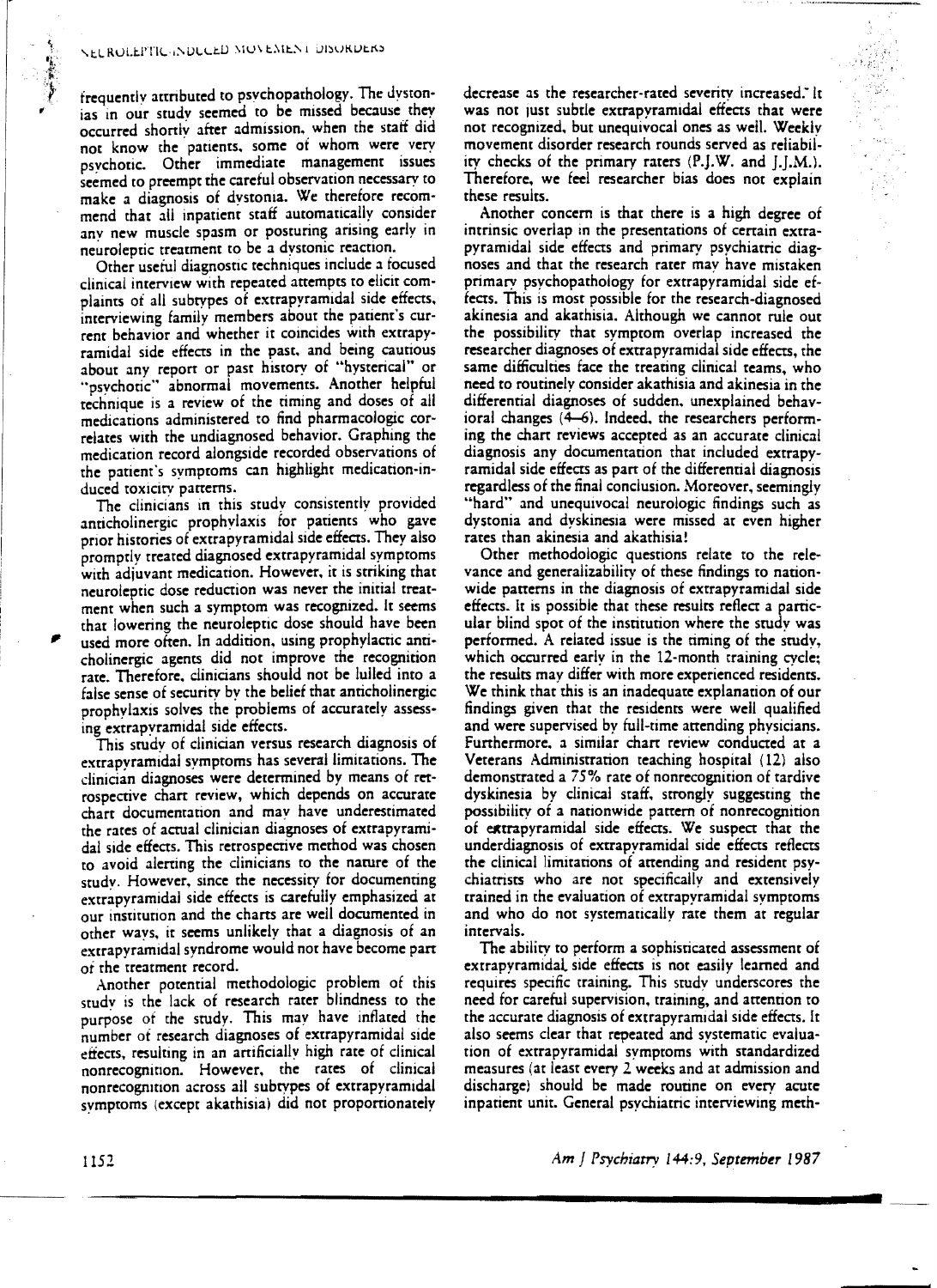frequently attributed to psychopathology. The dystonias in our study seemed to be missed because they occurred shortly after admission, when the staff did not know the patients, some of whom were very psychotic. Other immediate management issues seemed to preempt the careful observation necessary to make a diagnosis of dystonia. We therefore recommend that all inpatient staff automatically consider any new muscle spasm or posturing arising early in neuroleptic treatment to be a dystonic reaction.

Other useful diagnostic techniques include a focused clinical interview with repeated attempts to elicit complaints of all subtypes of extrapyramidal side effects, interviewing family members about the patient's current behavior and whether it coincides with extrapyramidal side effects in the past, and being cautious about any report or past history of "hysterical" or "psychotic" abnormal movements. Another helpful technique is a review of the timing and doses of all medications administered to find pharmacologic correlates with the undiagnosed behavior. Graphing the medication record alongside recorded observations of the patient's symptoms can highlight medication-induced toxicity patterns.

The clinicians in this study consistently provided anticholinergic prophylaxis for patients who gave prior histories of extrapyramidal side effects. They also promptly treated diagnosed extrapyramidal symptoms with adjuvant medication. However, it is striking that neuroleptic dose reduction was never the initial treatment when such a symptom was recognized. It seems that lowering the neuroleptic dose should have been used more often. In addition, using prophylactic anticholinergic agents did not improve the recognition rate. Therefore, clinicians should not be lulled into a false sense of security by the belief that anticholinergic prophylaxis solves the problems of accurately assessing extrapyramidal side effects.

This study of clinician versus research diagnosis of extrapyramidal symptoms has several limitations. The clinician diagnoses were determined by means of retrospective chart review, which depends on accurate chart documentation and may have underestimated the rates of actual clinician diagnoses of extrapyramidal side effects. This retrospective method was chosen to avoid alerting the clinicians to the nature of the study. However, since the necessity for documenting extrapyramidal side effects is carefully emphasized at our institution and the charts are well documented in other ways, it seems unlikely that a diagnosis of an extrapyramidal syndrome would not have become part of the treatment record.

Another potential methodologic problem of this study is the lack of research rater blindness to the purpose of the study. This may have inflated the number of research diagnoses of extrapyramidal side effects, resulting in an artificially high rate of clinical nonrecognition. However, the rates of clinical nonrecognition across all subtypes of extrapyramidal symptoms (except akathisia) did not proportionately decrease as the researcher-rated severity increased.[7] It was not just subtle extrapyramidal effects that were not recognized, but unequivocal ones as well. Weekly movement disorder research rounds served as reliability checks of the primary raters (P.J.W. and J.J.M.). Therefore, we feel researcher bias does not explain these results.

Another concern is that there is a high degree of intrinsic overlap in the presentations of certain extrapyramidal side effects and primary psychiatric diagnoses and that the research rater may have mistaken primary psychopathology for extrapyramidal side effects. This is most possible for the research-diagnosed akinesia and akathisia. Although we cannot rule out the possibility that symptom overlap increased the researcher diagnoses of extrapyramidal side effects, the same difficulties face the treating clinical teams, who need to routinely consider akathisia and akinesia in the differential diagnoses of sudden, unexplained behavioral changes (4–6). Indeed, the researchers performing the chart reviews accepted as an accurate clinical diagnosis any documentation that included extrapyramidal side effects as part of the differential diagnosis regardless of the final conclusion. Moreover, seemingly "hard" and unequivocal neurologic findings such as dystonia and dyskinesia were missed at even higher rates than akinesia and akathisia!

Other methodologic questions relate to the relevance and generalizability of these findings to nationwide patterns in the diagnosis of extrapyramidal side effects. It is possible that these results reflect a particular blind spot of the institution where the study was performed. A related issue is the timing of the study, which occurred early in the 12-month training cycle; the results may differ with more experienced residents. We think that this is an inadequate explanation of our findings given that the residents were well qualified and were supervised by full-time attending physicians. Furthermore, a similar chart review conducted at a Veterans Administration teaching hospital (12) also demonstrated a 75% rate of nonrecognition of tardive dyskinesia by clinical staff, strongly suggesting the possibility of a nationwide pattern of nonrecognition of extrapyramidal side effects. We suspect that the underdiagnosis of extrapyramidal side effects reflects the clinical limitations of attending and resident psychiatrists who are not specifically and extensively trained in the evaluation of extrapyramidal symptoms and who do not systematically rate them at regular intervals.

The ability to perform a sophisticated assessment of extrapyramidal side effects is not easily learned and requires specific training. This study underscores the need for careful supervision, training, and attention to the accurate diagnosis of extrapyramidal side effects. It also seems clear that repeated and systematic evaluation of extrapyramidal symptoms with standardized measures (at least every 2 weeks and at admission and discharge) should be made routine on every acute inpatient unit. General psychiatric interviewing meth-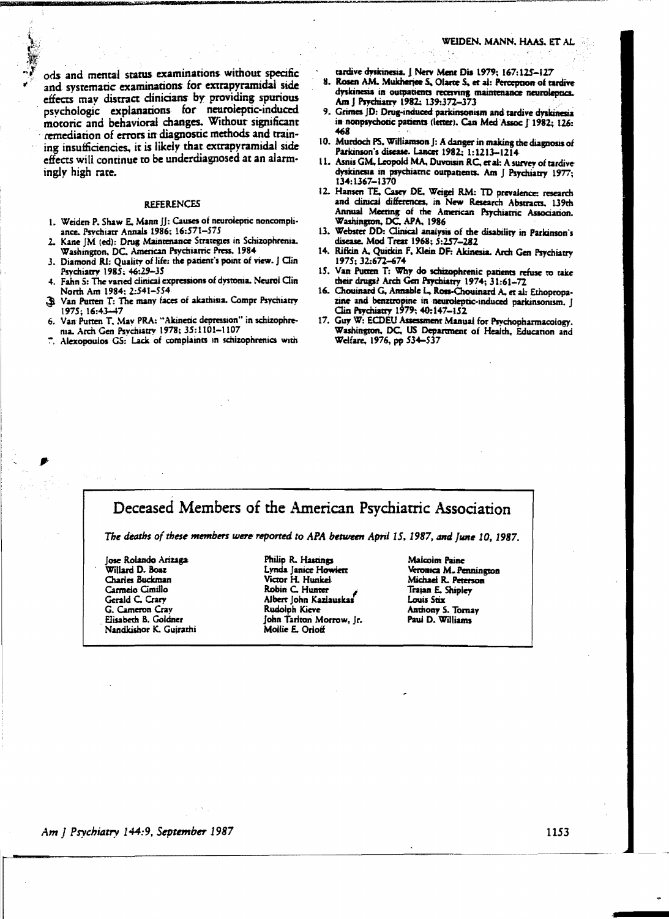ods and mental status examinations without specific and systematic examinations for extrapyramidal side effects may distract clinicians by providing spurious psychologic explanations for neuroleptic-induced motoric and behavioral changes. Without significant remediation of errors in diagnostic methods and training insufficiencies, it is likely that extrapyramidal side effects will continue to be underdiagnosed at an alarmingly high rate.

## REFERENCES

1. Weiden P, Shaw E, Mann JJ: Causes of neuroleptic noncompliance. Psychiatr Annals 1986; 16:571–575
2. Kane JM (ed): Drug Maintenance Strategies in Schizophrenia. Washington, DC, American Psychiatric Press, 1984
3. Diamond RJ: Quality of life: the patient's point of view. J Clin Psychiatry 1985; 46:29–35
4. Fahn S: The varied clinical expressions of dystonia. Neurol Clin North Am 1984; 2:541–554
5. Van Putten T: The many faces of akathisia. Compr Psychiatry 1975; 16:43–47
6. Van Putten T, May PRA: "Akinetic depression" in schizophrenia. Arch Gen Psychiatry 1978; 35:1101–1107
7. Alexopoulos GS: Lack of complaints in schizophrenics with tardive dyskinesia. J Nerv Ment Dis 1979; 167:125–127
8. Rosen AM, Mukherjee S, Olarte S, et al: Perception of tardive dyskinesia in outpatients receiving maintenance neuroleptics. Am J Psychiatry 1982; 139:372–373
9. Grimes JD: Drug-induced parkinsonism and tardive dyskinesia in nonpsychotic patients (letter). Can Med Assoc J 1982; 126: 468
10. Murdoch PS, Williamson J: A danger in making the diagnosis of Parkinson's disease. Lancet 1982; 1:1213–1214
11. Asnis GM, Leopold MA, Duvoisin RC, et al: A survey of tardive dyskinesia in psychiatric outpatients. Am J Psychiatry 1977; 134:1367–1370
12. Hansen TE, Casey DE, Weigel RM: TD prevalence: research and clinical differences, in New Research Abstracts, 139th Annual Meeting of the American Psychiatric Association. Washington, DC, APA, 1986
13. Webster DD: Clinical analysis of the disability in Parkinson's disease. Mod Treat 1968; 5:257–282
14. Rifkin A, Quitkin F, Klein DF: Akinesia. Arch Gen Psychiatry 1975; 32:672–674
15. Van Putten T: Why do schizophrenic patients refuse to take their drugs? Arch Gen Psychiatry 1974; 31:61–72
16. Chouinard G, Annable L, Ross-Chouinard A, et al: Ethopropazine and benztropine in neuroleptic-induced parkinsonism. J Clin Psychiatry 1979; 40:147–152
17. Guy W: ECDEU Assessment Manual for Psychopharmacology. Washington, DC, US Department of Health, Education and Welfare, 1976, pp 534–537

## Deceased Members of the American Psychiatric Association

*The deaths of these members were reported to APA between April 15, 1987, and June 10, 1987.*

Jose Rolando Arizaga
Willard D. Boaz
Charles Buckman
Carmelo Cimillo
Gerald C. Crary
G. Cameron Cray
Elisabeth B. Goldner
Nandkishor K. Gujrathi
Philip R. Hastings
Lynda Janice Howlett
Victor H. Hunkel
Robin C. Hunter
Albert John Kazlauskas
Rudolph Kieve
John Tarlton Morrow, Jr.
Mollie E. Orloff
Malcolm Paine
Veronica M. Pennington
Michael R. Peterson
Trajan E. Shipley
Louis Stix
Anthony S. Tornay
Paul D. Williams